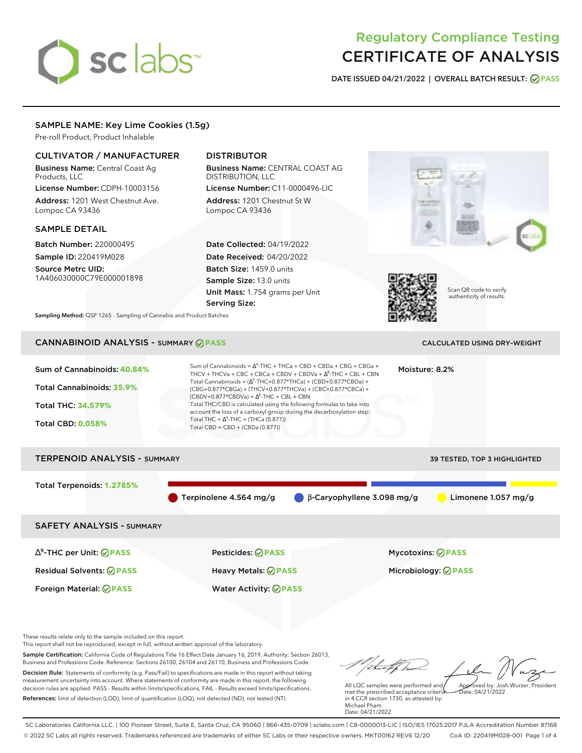# Regulatory Compliance Testing
# CERTIFICATE OF ANALYSIS

**DATE ISSUED** 04/21/2022 | **OVERALL BATCH RESULT:** PASS

## SAMPLE NAME: Key Lime Cookies (1.5g)

Pre-roll Product, Product Inhalable

### CULTIVATOR / MANUFACTURER

**Business Name:** Central Coast Ag Products, LLC

**License Number:** CDPH-10003156

**Address:** 1201 West Chestnut Ave. Lompoc CA 93436

### DISTRIBUTOR

**Business Name:** CENTRAL COAST AG DISTRIBUTION, LLC

**License Number:** C11-0000496-LIC

**Address:** 1201 Chestnut St W Lompoc CA 93436

### SAMPLE DETAIL

**Batch Number:** 220000495

**Sample ID:** 220419M028

**Source Metrc UID:** 1A406030000C79E000001898

**Date Collected:** 04/19/2022

**Date Received:** 04/20/2022

**Batch Size:** 1459.0 units

**Sample Size:** 13.0 units

**Unit Mass:** 1.754 grams per Unit

**Serving Size:**

Scan QR code to verify authenticity of results.

**Sampling Method:** QSP 1265 - Sampling of Cannabis and Product Batches

## CANNABINOID ANALYSIS - SUMMARY PASS

CALCULATED USING DRY-WEIGHT

**Sum of Cannabinoids: 40.84%**

**Total Cannabinoids: 35.9%**

**Total THC: 34.579%**

**Total CBD: 0.058%**

Sum of Cannabinoids = $\Delta^9$-THC + THCa + CBD + CBDa + CBG + CBGa + THCV + THCVa + CBC + CBCa + CBDV + CBDVa + $\Delta^8$-THC + CBL + CBN

Total Cannabinoids = ($\Delta^9$-THC+0.877*THCa) + (CBD+0.877*CBDa) + (CBG+0.877*CBGa) + (THCV+0.877*THCVa) + (CBC+0.877*CBCa) + (CBDV+0.877*CBDVa) + $\Delta^8$-THC + CBL + CBN

Total THC/CBD is calculated using the following formulas to take into account the loss of a carboxyl group during the decarboxylation step:

Total THC = $\Delta^9$-THC + (THCa (0.877))

Total CBD = CBD + (CBDa (0.877))

**Moisture:** 8.2%

## TERPENOID ANALYSIS - SUMMARY

39 TESTED, TOP 3 HIGHLIGHTED

**Total Terpenoids: 1.2785%**

Terpinolene 4.564 mg/g | β-Caryophyllene 3.098 mg/g | Limonene 1.057 mg/g

## SAFETY ANALYSIS - SUMMARY

| | | |
|---|---|---|
| $\Delta^9$-THC per Unit: PASS | Pesticides: PASS | Mycotoxins: PASS |
| Residual Solvents: PASS | Heavy Metals: PASS | Microbiology: PASS |
| Foreign Material: PASS | Water Activity: PASS | |

These results relate only to the sample included on this report.
This report shall not be reproduced, except in full, without written approval of the laboratory.

**Sample Certification:** California Code of Regulations Title 16 Effect Date January 16, 2019. Authority: Section 26013, Business and Professions Code. Reference: Sections 26100, 26104 and 26110, Business and Professions Code.

**Decision Rule:** Statements of conformity (e.g. Pass/Fail) to specifications are made in this report without taking measurement uncertainty into account. Where statements of conformity are made in this report, the following decision rules are applied: PASS - Results within limits/specifications, FAIL - Results exceed limits/specifications.

**References:** limit of detection (LOD), limit of quantification (LOQ), not detected (ND), not tested (NT)

All LQC samples were performed and met the prescribed acceptance criteria in 4 CCR section 1730, as attested by: Michael Pham
Date: 04/21/2022

Approved by: Josh Wurzer, President
Date: 04/21/2022

SC Laboratories California LLC. | 100 Pioneer Street, Suite E, Santa Cruz, CA 95060 | 866-435-0709 | sclabs.com | C8-0000013-LIC | ISO/IES 17025:2017 PJLA Accreditation Number 87168
© 2022 SC Labs all rights reserved. Trademarks referenced are trademarks of either SC Labs or their respective owners. MKT00162 REV6 12/20 CoA ID: 220419M028-001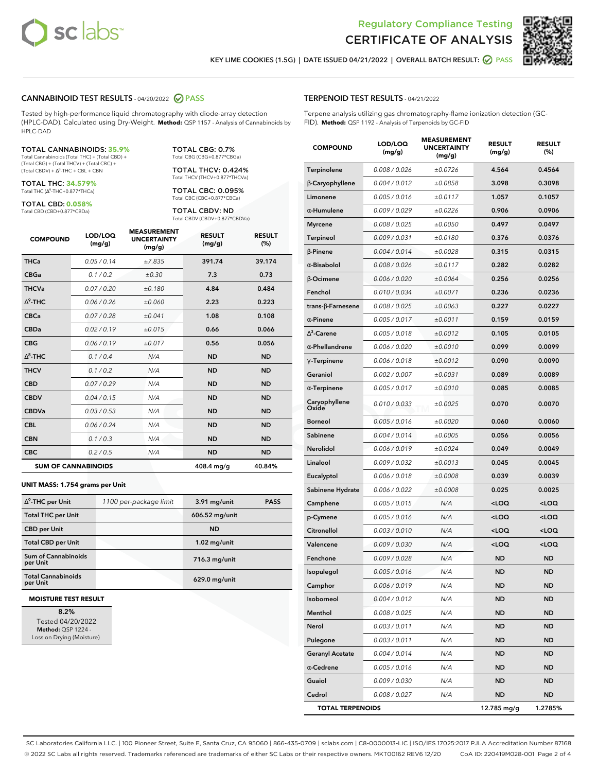Regulatory Compliance Testing

# CERTIFICATE OF ANALYSIS

KEY LIME COOKIES (1.5G) | DATE ISSUED 04/21/2022 | OVERALL BATCH RESULT: PASS

## CANNABINOID TEST RESULTS - 04/20/2022 PASS

Tested by high-performance liquid chromatography with diode-array detection (HPLC-DAD). Calculated using Dry-Weight. **Method:** QSP 1157 - Analysis of Cannabinoids by HPLC-DAD

**TOTAL CANNABINOIDS: 35.9%**
Total Cannabinoids (Total THC) + (Total CBD) + (Total CBG) + (Total THCV) + (Total CBC) + (Total CBDV) + $\Delta^8$-THC + CBL + CBN

**TOTAL THC: 34.579%**
Total THC ($\Delta^9$-THC+0.877*THCa)

**TOTAL CBD: 0.058%**
Total CBD (CBD+0.877*CBDa)

**TOTAL CBG: 0.7%**
Total CBG (CBG+0.877*CBGa)

**TOTAL THCV: 0.424%**
Total THCV (THCV+0.877*THCVa)

**TOTAL CBC: 0.095%**
Total CBC (CBC+0.877*CBCa)

**TOTAL CBDV: ND**
Total CBDV (CBDV+0.877*CBDVa)

| COMPOUND | LOD/LOQ (mg/g) | MEASUREMENT UNCERTAINTY (mg/g) | RESULT (mg/g) | RESULT (%) |
|---|---|---|---|---|
| THCa | 0.05 / 0.14 | ±7.835 | 391.74 | 39.174 |
| CBGa | 0.1 / 0.2 | ±0.30 | 7.3 | 0.73 |
| THCVa | 0.07 / 0.20 | ±0.180 | 4.84 | 0.484 |
| $\Delta^9$-THC | 0.06 / 0.26 | ±0.060 | 2.23 | 0.223 |
| CBCa | 0.07 / 0.28 | ±0.041 | 1.08 | 0.108 |
| CBDa | 0.02 / 0.19 | ±0.015 | 0.66 | 0.066 |
| CBG | 0.06 / 0.19 | ±0.017 | 0.56 | 0.056 |
| $\Delta^8$-THC | 0.1 / 0.4 | N/A | ND | ND |
| THCV | 0.1 / 0.2 | N/A | ND | ND |
| CBD | 0.07 / 0.29 | N/A | ND | ND |
| CBDV | 0.04 / 0.15 | N/A | ND | ND |
| CBDVa | 0.03 / 0.53 | N/A | ND | ND |
| CBL | 0.06 / 0.24 | N/A | ND | ND |
| CBN | 0.1 / 0.3 | N/A | ND | ND |
| CBC | 0.2 / 0.5 | N/A | ND | ND |
| **SUM OF CANNABINOIDS** | | | **408.4 mg/g** | **40.84%** |

**UNIT MASS: 1.754 grams per Unit**

| | | | |
|---|---|---|---|
| $\Delta^9$-THC per Unit | 1100 per-package limit | 3.91 mg/unit | PASS |
| Total THC per Unit | | 606.52 mg/unit | |
| CBD per Unit | | ND | |
| Total CBD per Unit | | 1.02 mg/unit | |
| Sum of Cannabinoids per Unit | | 716.3 mg/unit | |
| Total Cannabinoids per Unit | | 629.0 mg/unit | |

**MOISTURE TEST RESULT**

8.2%
Tested 04/20/2022
**Method:** QSP 1224 - Loss on Drying (Moisture)

## TERPENOID TEST RESULTS - 04/21/2022

Terpene analysis utilizing gas chromatography-flame ionization detection (GC-FID). **Method:** QSP 1192 - Analysis of Terpenoids by GC-FID

| COMPOUND | LOD/LOQ (mg/g) | MEASUREMENT UNCERTAINTY (mg/g) | RESULT (mg/g) | RESULT (%) |
|---|---|---|---|---|
| Terpinolene | 0.008 / 0.026 | ±0.0726 | 4.564 | 0.4564 |
| β-Caryophyllene | 0.004 / 0.012 | ±0.0858 | 3.098 | 0.3098 |
| Limonene | 0.005 / 0.016 | ±0.0117 | 1.057 | 0.1057 |
| α-Humulene | 0.009 / 0.029 | ±0.0226 | 0.906 | 0.0906 |
| Myrcene | 0.008 / 0.025 | ±0.0050 | 0.497 | 0.0497 |
| Terpineol | 0.009 / 0.031 | ±0.0180 | 0.376 | 0.0376 |
| β-Pinene | 0.004 / 0.014 | ±0.0028 | 0.315 | 0.0315 |
| α-Bisabolol | 0.008 / 0.026 | ±0.0117 | 0.282 | 0.0282 |
| β-Ocimene | 0.006 / 0.020 | ±0.0064 | 0.256 | 0.0256 |
| Fenchol | 0.010 / 0.034 | ±0.0071 | 0.236 | 0.0236 |
| trans-β-Farnesene | 0.008 / 0.025 | ±0.0063 | 0.227 | 0.0227 |
| α-Pinene | 0.005 / 0.017 | ±0.0011 | 0.159 | 0.0159 |
| $\Delta^3$-Carene | 0.005 / 0.018 | ±0.0012 | 0.105 | 0.0105 |
| α-Phellandrene | 0.006 / 0.020 | ±0.0010 | 0.099 | 0.0099 |
| γ-Terpinene | 0.006 / 0.018 | ±0.0012 | 0.090 | 0.0090 |
| Geraniol | 0.002 / 0.007 | ±0.0031 | 0.089 | 0.0089 |
| α-Terpinene | 0.005 / 0.017 | ±0.0010 | 0.085 | 0.0085 |
| Caryophyllene Oxide | 0.010 / 0.033 | ±0.0025 | 0.070 | 0.0070 |
| Borneol | 0.005 / 0.016 | ±0.0020 | 0.060 | 0.0060 |
| Sabinene | 0.004 / 0.014 | ±0.0005 | 0.056 | 0.0056 |
| Nerolidol | 0.006 / 0.019 | ±0.0024 | 0.049 | 0.0049 |
| Linalool | 0.009 / 0.032 | ±0.0013 | 0.045 | 0.0045 |
| Eucalyptol | 0.006 / 0.018 | ±0.0008 | 0.039 | 0.0039 |
| Sabinene Hydrate | 0.006 / 0.022 | ±0.0008 | 0.025 | 0.0025 |
| Camphene | 0.005 / 0.015 | N/A | <LOQ | <LOQ |
| p-Cymene | 0.005 / 0.016 | N/A | <LOQ | <LOQ |
| Citronellol | 0.003 / 0.010 | N/A | <LOQ | <LOQ |
| Valencene | 0.009 / 0.030 | N/A | <LOQ | <LOQ |
| Fenchone | 0.009 / 0.028 | N/A | ND | ND |
| Isopulegol | 0.005 / 0.016 | N/A | ND | ND |
| Camphor | 0.006 / 0.019 | N/A | ND | ND |
| Isoborneol | 0.004 / 0.012 | N/A | ND | ND |
| Menthol | 0.008 / 0.025 | N/A | ND | ND |
| Nerol | 0.003 / 0.011 | N/A | ND | ND |
| Pulegone | 0.003 / 0.011 | N/A | ND | ND |
| Geranyl Acetate | 0.004 / 0.014 | N/A | ND | ND |
| α-Cedrene | 0.005 / 0.016 | N/A | ND | ND |
| Guaiol | 0.009 / 0.030 | N/A | ND | ND |
| Cedrol | 0.008 / 0.027 | N/A | ND | ND |
| **TOTAL TERPENOIDS** | | | **12.785 mg/g** | **1.2785%** |

SC Laboratories California LLC. | 100 Pioneer Street, Suite E, Santa Cruz, CA 95060 | 866-435-0709 | sclabs.com | C8-0000013-LIC | ISO/IES 17025:2017 PJLA Accreditation Number 87168
© 2022 SC Labs all rights reserved. Trademarks referenced are trademarks of either SC Labs or their respective owners. MKT00162 REV6 12/20 CoA ID: 220419M028-001